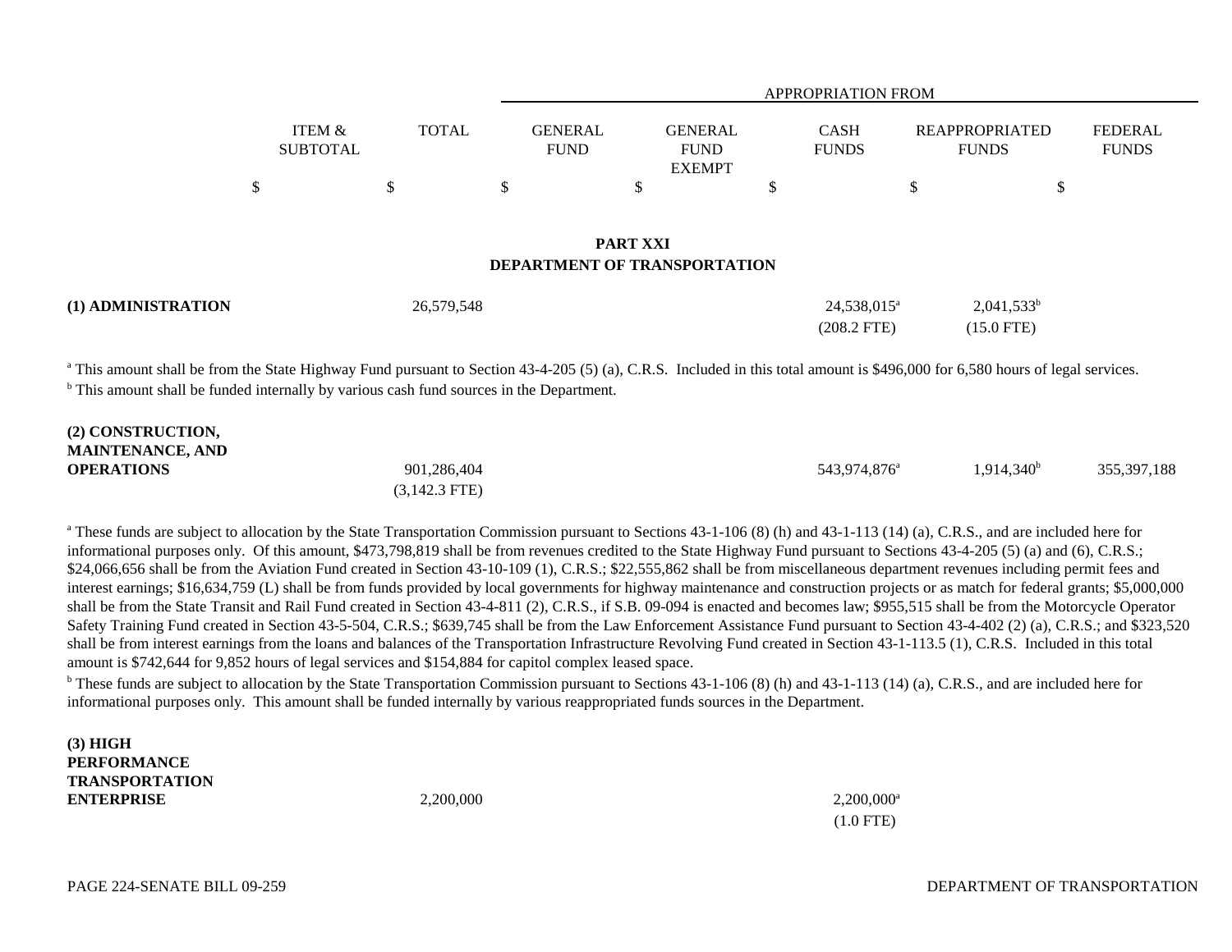| | ITEM & SUBTOTAL | TOTAL | APPROPRIATION FROM GENERAL FUND | GENERAL FUND EXEMPT | CASH FUNDS | REAPPROPRIATED FUNDS | FEDERAL FUNDS |
|---|---|---|---|---|---|---|---|
| | $ | $ | $ | $ | $ | $ | $ |

## PART XXI
## DEPARTMENT OF TRANSPORTATION

| | ITEM & SUBTOTAL | TOTAL | GENERAL FUND | GENERAL FUND EXEMPT | CASH FUNDS | REAPPROPRIATED FUNDS | FEDERAL FUNDS |
|---|---|---|---|---|---|---|---|
| **(1) ADMINISTRATION** | | 26,579,548 | | | 24,538,015[a] | 2,041,533[b] | |
| | | | | | (208.2 FTE) | (15.0 FTE) | |

[a] This amount shall be from the State Highway Fund pursuant to Section 43-4-205 (5) (a), C.R.S. Included in this total amount is $496,000 for 6,580 hours of legal services.
[b] This amount shall be funded internally by various cash fund sources in the Department.

| | ITEM & SUBTOTAL | TOTAL | GENERAL FUND | GENERAL FUND EXEMPT | CASH FUNDS | REAPPROPRIATED FUNDS | FEDERAL FUNDS |
|---|---|---|---|---|---|---|---|
| **(2) CONSTRUCTION, MAINTENANCE, AND OPERATIONS** | | 901,286,404 | | | 543,974,876[a] | 1,914,340[b] | 355,397,188 |
| | | (3,142.3 FTE) | | | | | |

[a] These funds are subject to allocation by the State Transportation Commission pursuant to Sections 43-1-106 (8) (h) and 43-1-113 (14) (a), C.R.S., and are included here for informational purposes only. Of this amount, $473,798,819 shall be from revenues credited to the State Highway Fund pursuant to Sections 43-4-205 (5) (a) and (6), C.R.S.; $24,066,656 shall be from the Aviation Fund created in Section 43-10-109 (1), C.R.S.; $22,555,862 shall be from miscellaneous department revenues including permit fees and interest earnings; $16,634,759 (L) shall be from funds provided by local governments for highway maintenance and construction projects or as match for federal grants; $5,000,000 shall be from the State Transit and Rail Fund created in Section 43-4-811 (2), C.R.S., if S.B. 09-094 is enacted and becomes law; $955,515 shall be from the Motorcycle Operator Safety Training Fund created in Section 43-5-504, C.R.S.; $639,745 shall be from the Law Enforcement Assistance Fund pursuant to Section 43-4-402 (2) (a), C.R.S.; and $323,520 shall be from interest earnings from the loans and balances of the Transportation Infrastructure Revolving Fund created in Section 43-1-113.5 (1), C.R.S. Included in this total amount is $742,644 for 9,852 hours of legal services and $154,884 for capitol complex leased space.
[b] These funds are subject to allocation by the State Transportation Commission pursuant to Sections 43-1-106 (8) (h) and 43-1-113 (14) (a), C.R.S., and are included here for informational purposes only. This amount shall be funded internally by various reappropriated funds sources in the Department.

| | ITEM & SUBTOTAL | TOTAL | GENERAL FUND | GENERAL FUND EXEMPT | CASH FUNDS | REAPPROPRIATED FUNDS | FEDERAL FUNDS |
|---|---|---|---|---|---|---|---|
| **(3) HIGH PERFORMANCE TRANSPORTATION ENTERPRISE** | | 2,200,000 | | | 2,200,000[a] | | |
| | | | | | (1.0 FTE) | | |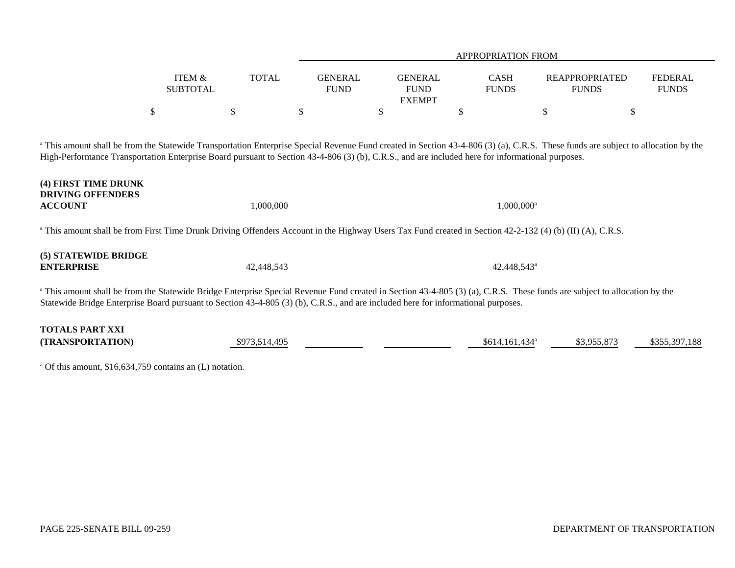| | ITEM & SUBTOTAL | TOTAL | APPROPRIATION FROM GENERAL FUND | GENERAL FUND EXEMPT | CASH FUNDS | REAPPROPRIATED FUNDS | FEDERAL FUNDS |
|---|---|---|---|---|---|---|---|
| | $ | $ | $ | $ | $ | $ | $ |

[a] This amount shall be from the Statewide Transportation Enterprise Special Revenue Fund created in Section 43-4-806 (3) (a), C.R.S. These funds are subject to allocation by the High-Performance Transportation Enterprise Board pursuant to Section 43-4-806 (3) (b), C.R.S., and are included here for informational purposes.

| | ITEM & SUBTOTAL | TOTAL | GENERAL FUND | GENERAL FUND EXEMPT | CASH FUNDS | REAPPROPRIATED FUNDS | FEDERAL FUNDS |
|---|---|---|---|---|---|---|---|
| **(4) FIRST TIME DRUNK DRIVING OFFENDERS ACCOUNT** | | 1,000,000 | | | 1,000,000[a] | | |

[a] This amount shall be from First Time Drunk Driving Offenders Account in the Highway Users Tax Fund created in Section 42-2-132 (4) (b) (II) (A), C.R.S.

| | ITEM & SUBTOTAL | TOTAL | GENERAL FUND | GENERAL FUND EXEMPT | CASH FUNDS | REAPPROPRIATED FUNDS | FEDERAL FUNDS |
|---|---|---|---|---|---|---|---|
| **(5) STATEWIDE BRIDGE ENTERPRISE** | | 42,448,543 | | | 42,448,543[a] | | |

[a] This amount shall be from the Statewide Bridge Enterprise Special Revenue Fund created in Section 43-4-805 (3) (a), C.R.S. These funds are subject to allocation by the Statewide Bridge Enterprise Board pursuant to Section 43-4-805 (3) (b), C.R.S., and are included here for informational purposes.

| | ITEM & SUBTOTAL | TOTAL | GENERAL FUND | GENERAL FUND EXEMPT | CASH FUNDS | REAPPROPRIATED FUNDS | FEDERAL FUNDS |
|---|---|---|---|---|---|---|---|
| **TOTALS PART XXI (TRANSPORTATION)** | | $973,514,495 | | | $614,161,434[a] | $3,955,873 | $355,397,188 |

[a] Of this amount, $16,634,759 contains an (L) notation.